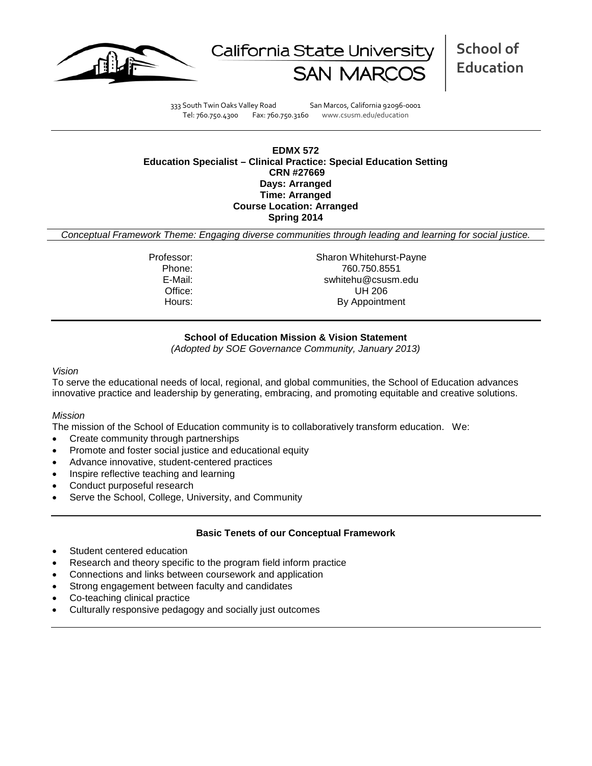California State University SAN MARCOS

**School of Education**

333 South Twin Oaks Valley Road San Marcos, California 92096-0001
Tel: 760.750.4300 Fax: 760.750.3160 www.csusm.edu/education

**EDMX 572**
**Education Specialist – Clinical Practice: Special Education Setting**
**CRN #27669**
**Days: Arranged**
**Time: Arranged**
**Course Location: Arranged**
**Spring 2014**

*Conceptual Framework Theme: Engaging diverse communities through leading and learning for social justice.*

| | |
|---|---|
| Professor: | Sharon Whitehurst-Payne |
| Phone: | 760.750.8551 |
| E-Mail: | swhitehu@csusm.edu |
| Office: | UH 206 |
| Hours: | By Appointment |

## School of Education Mission & Vision Statement

*(Adopted by SOE Governance Community, January 2013)*

*Vision*

To serve the educational needs of local, regional, and global communities, the School of Education advances innovative practice and leadership by generating, embracing, and promoting equitable and creative solutions.

*Mission*

The mission of the School of Education community is to collaboratively transform education. We:

- Create community through partnerships
- Promote and foster social justice and educational equity
- Advance innovative, student-centered practices
- Inspire reflective teaching and learning
- Conduct purposeful research
- Serve the School, College, University, and Community

## Basic Tenets of our Conceptual Framework

- Student centered education
- Research and theory specific to the program field inform practice
- Connections and links between coursework and application
- Strong engagement between faculty and candidates
- Co-teaching clinical practice
- Culturally responsive pedagogy and socially just outcomes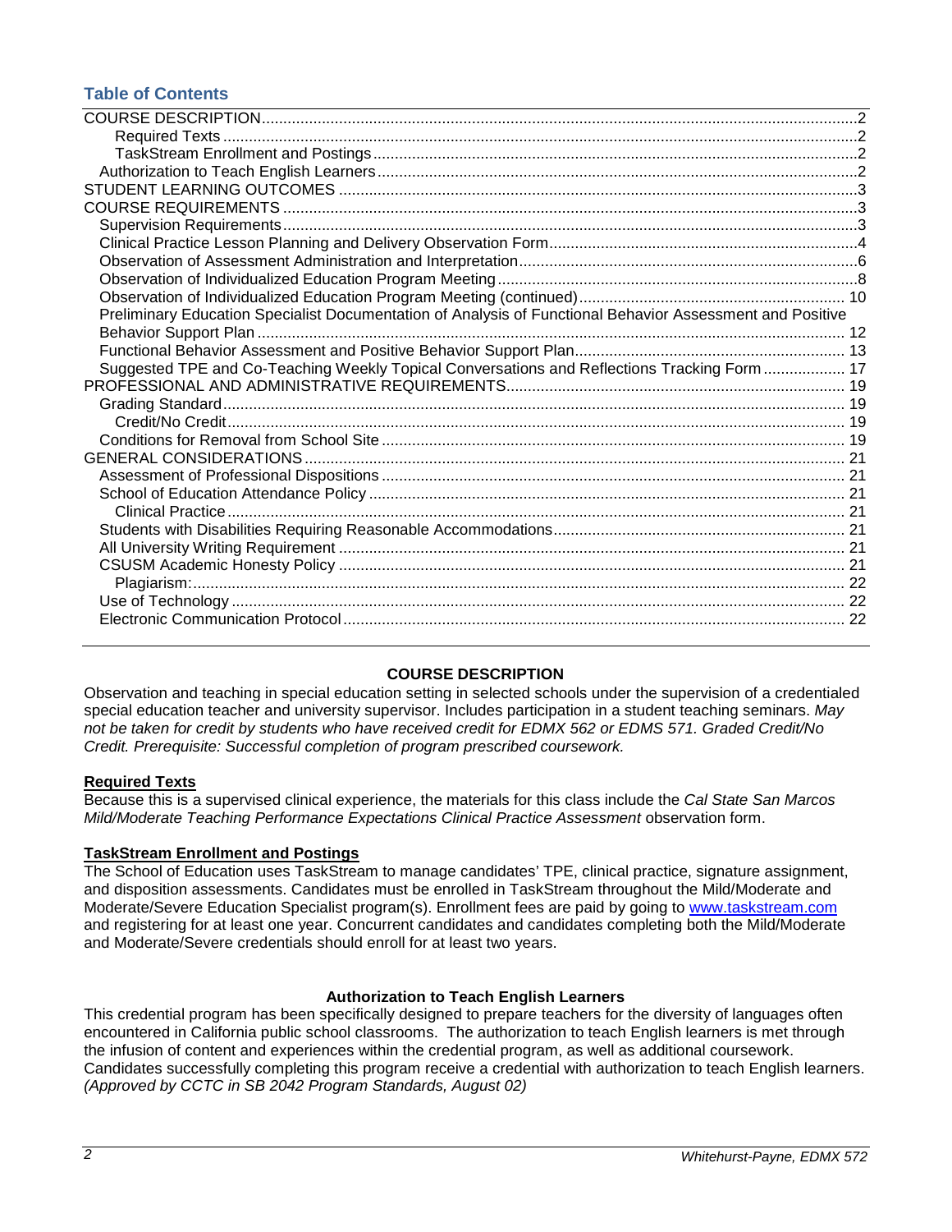## Table of Contents

COURSE DESCRIPTION .......... 2
- Required Texts .......... 2
- TaskStream Enrollment and Postings .......... 2

Authorization to Teach English Learners .......... 2

STUDENT LEARNING OUTCOMES .......... 3

COURSE REQUIREMENTS .......... 3
- Supervision Requirements .......... 3
- Clinical Practice Lesson Planning and Delivery Observation Form .......... 4
- Observation of Assessment Administration and Interpretation .......... 6
- Observation of Individualized Education Program Meeting .......... 8
- Observation of Individualized Education Program Meeting (continued) .......... 10
- Preliminary Education Specialist Documentation of Analysis of Functional Behavior Assessment and Positive Behavior Support Plan .......... 12
- Functional Behavior Assessment and Positive Behavior Support Plan .......... 13
- Suggested TPE and Co-Teaching Weekly Topical Conversations and Reflections Tracking Form .......... 17

PROFESSIONAL AND ADMINISTRATIVE REQUIREMENTS .......... 19
- Grading Standard .......... 19
  - Credit/No Credit .......... 19
- Conditions for Removal from School Site .......... 19

GENERAL CONSIDERATIONS .......... 21
- Assessment of Professional Dispositions .......... 21
- School of Education Attendance Policy .......... 21
  - Clinical Practice .......... 21
- Students with Disabilities Requiring Reasonable Accommodations .......... 21
- All University Writing Requirement .......... 21
- CSUSM Academic Honesty Policy .......... 21
  - Plagiarism: .......... 22
- Use of Technology .......... 22
- Electronic Communication Protocol .......... 22

## COURSE DESCRIPTION

Observation and teaching in special education setting in selected schools under the supervision of a credentialed special education teacher and university supervisor. Includes participation in a student teaching seminars. *May not be taken for credit by students who have received credit for EDMX 562 or EDMS 571. Graded Credit/No Credit. Prerequisite: Successful completion of program prescribed coursework.*

### Required Texts

Because this is a supervised clinical experience, the materials for this class include the *Cal State San Marcos Mild/Moderate Teaching Performance Expectations Clinical Practice Assessment* observation form.

### TaskStream Enrollment and Postings

The School of Education uses TaskStream to manage candidates' TPE, clinical practice, signature assignment, and disposition assessments. Candidates must be enrolled in TaskStream throughout the Mild/Moderate and Moderate/Severe Education Specialist program(s). Enrollment fees are paid by going to www.taskstream.com and registering for at least one year. Concurrent candidates and candidates completing both the Mild/Moderate and Moderate/Severe credentials should enroll for at least two years.

## Authorization to Teach English Learners

This credential program has been specifically designed to prepare teachers for the diversity of languages often encountered in California public school classrooms. The authorization to teach English learners is met through the infusion of content and experiences within the credential program, as well as additional coursework. Candidates successfully completing this program receive a credential with authorization to teach English learners. *(Approved by CCTC in SB 2042 Program Standards, August 02)*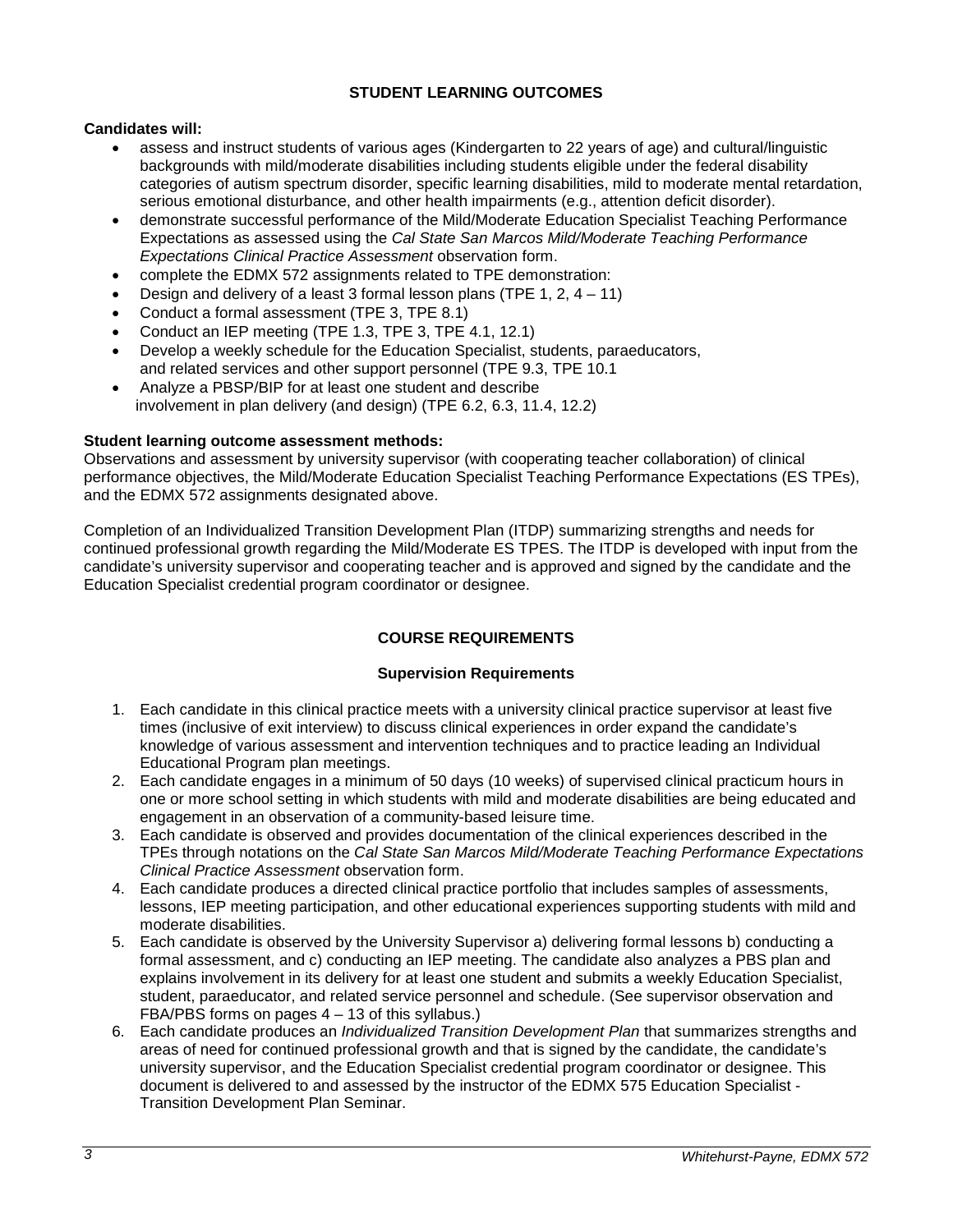## STUDENT LEARNING OUTCOMES

**Candidates will:**

- assess and instruct students of various ages (Kindergarten to 22 years of age) and cultural/linguistic backgrounds with mild/moderate disabilities including students eligible under the federal disability categories of autism spectrum disorder, specific learning disabilities, mild to moderate mental retardation, serious emotional disturbance, and other health impairments (e.g., attention deficit disorder).
- demonstrate successful performance of the Mild/Moderate Education Specialist Teaching Performance Expectations as assessed using the *Cal State San Marcos Mild/Moderate Teaching Performance Expectations Clinical Practice Assessment* observation form.
- complete the EDMX 572 assignments related to TPE demonstration:
- Design and delivery of a least 3 formal lesson plans (TPE 1, 2, 4 – 11)
- Conduct a formal assessment (TPE 3, TPE 8.1)
- Conduct an IEP meeting (TPE 1.3, TPE 3, TPE 4.1, 12.1)
- Develop a weekly schedule for the Education Specialist, students, paraeducators, and related services and other support personnel (TPE 9.3, TPE 10.1
- Analyze a PBSP/BIP for at least one student and describe involvement in plan delivery (and design) (TPE 6.2, 6.3, 11.4, 12.2)

**Student learning outcome assessment methods:**
Observations and assessment by university supervisor (with cooperating teacher collaboration) of clinical performance objectives, the Mild/Moderate Education Specialist Teaching Performance Expectations (ES TPEs), and the EDMX 572 assignments designated above.

Completion of an Individualized Transition Development Plan (ITDP) summarizing strengths and needs for continued professional growth regarding the Mild/Moderate ES TPES. The ITDP is developed with input from the candidate's university supervisor and cooperating teacher and is approved and signed by the candidate and the Education Specialist credential program coordinator or designee.

## COURSE REQUIREMENTS

### Supervision Requirements

1. Each candidate in this clinical practice meets with a university clinical practice supervisor at least five times (inclusive of exit interview) to discuss clinical experiences in order expand the candidate's knowledge of various assessment and intervention techniques and to practice leading an Individual Educational Program plan meetings.
2. Each candidate engages in a minimum of 50 days (10 weeks) of supervised clinical practicum hours in one or more school setting in which students with mild and moderate disabilities are being educated and engagement in an observation of a community-based leisure time.
3. Each candidate is observed and provides documentation of the clinical experiences described in the TPEs through notations on the *Cal State San Marcos Mild/Moderate Teaching Performance Expectations Clinical Practice Assessment* observation form.
4. Each candidate produces a directed clinical practice portfolio that includes samples of assessments, lessons, IEP meeting participation, and other educational experiences supporting students with mild and moderate disabilities.
5. Each candidate is observed by the University Supervisor a) delivering formal lessons b) conducting a formal assessment, and c) conducting an IEP meeting. The candidate also analyzes a PBS plan and explains involvement in its delivery for at least one student and submits a weekly Education Specialist, student, paraeducator, and related service personnel and schedule. (See supervisor observation and FBA/PBS forms on pages 4 – 13 of this syllabus.)
6. Each candidate produces an *Individualized Transition Development Plan* that summarizes strengths and areas of need for continued professional growth and that is signed by the candidate, the candidate's university supervisor, and the Education Specialist credential program coordinator or designee. This document is delivered to and assessed by the instructor of the EDMX 575 Education Specialist - Transition Development Plan Seminar.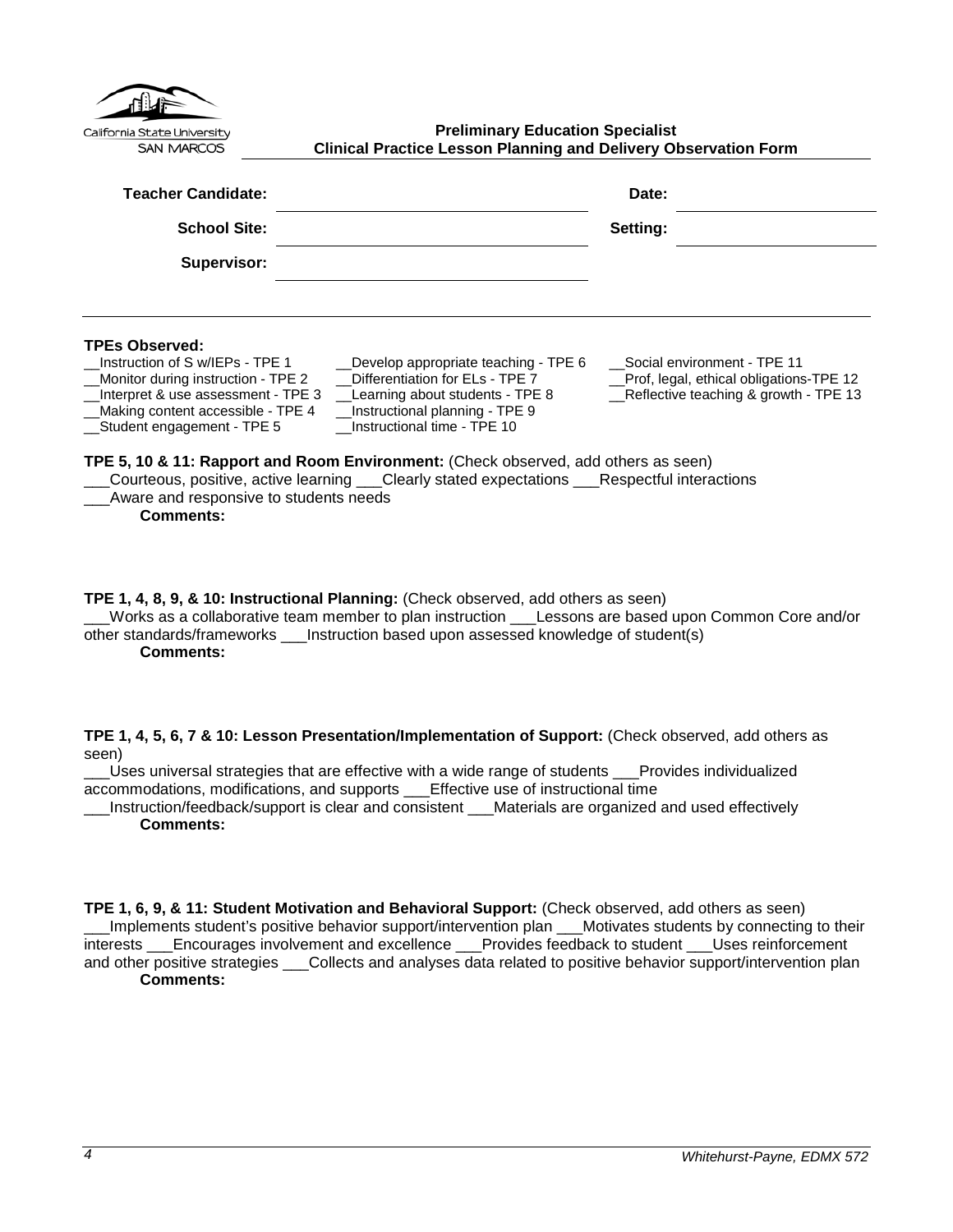California State University SAN MARCOS

**Preliminary Education Specialist**
**Clinical Practice Lesson Planning and Delivery Observation Form**

| | | | |
|---|---|---|---|
| **Teacher Candidate:** | | **Date:** | |
| **School Site:** | | **Setting:** | |
| **Supervisor:** | | | |

**TPEs Observed:**

| | | |
|---|---|---|
| __Instruction of S w/IEPs - TPE 1 | __Develop appropriate teaching - TPE 6 | __Social environment - TPE 11 |
| __Monitor during instruction - TPE 2 | __Differentiation for ELs - TPE 7 | __Prof, legal, ethical obligations-TPE 12 |
| __Interpret & use assessment - TPE 3 | __Learning about students - TPE 8 | __Reflective teaching & growth - TPE 13 |
| __Making content accessible - TPE 4 | __Instructional planning - TPE 9 | |
| __Student engagement - TPE 5 | __Instructional time - TPE 10 | |

**TPE 5, 10 & 11: Rapport and Room Environment:** (Check observed, add others as seen)
___Courteous, positive, active learning ___Clearly stated expectations ___Respectful interactions
___Aware and responsive to students needs

**Comments:**

**TPE 1, 4, 8, 9, & 10: Instructional Planning:** (Check observed, add others as seen)
___Works as a collaborative team member to plan instruction ___Lessons are based upon Common Core and/or other standards/frameworks ___Instruction based upon assessed knowledge of student(s)

**Comments:**

**TPE 1, 4, 5, 6, 7 & 10: Lesson Presentation/Implementation of Support:** (Check observed, add others as seen)
___Uses universal strategies that are effective with a wide range of students ___Provides individualized accommodations, modifications, and supports ___Effective use of instructional time
___Instruction/feedback/support is clear and consistent ___Materials are organized and used effectively

**Comments:**

**TPE 1, 6, 9, & 11: Student Motivation and Behavioral Support:** (Check observed, add others as seen)
___Implements student's positive behavior support/intervention plan ___Motivates students by connecting to their interests ___Encourages involvement and excellence ___Provides feedback to student ___Uses reinforcement and other positive strategies ___Collects and analyses data related to positive behavior support/intervention plan

**Comments:**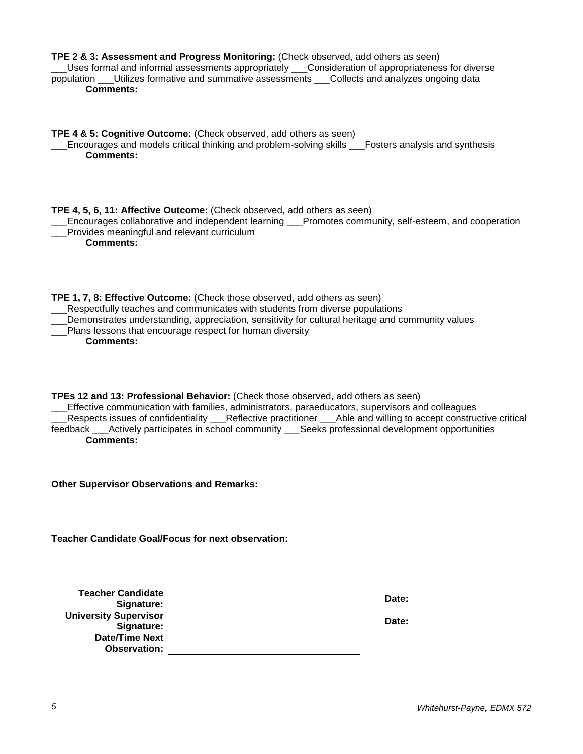**TPE 2 & 3: Assessment and Progress Monitoring:** (Check observed, add others as seen)
___Uses formal and informal assessments appropriately ___Consideration of appropriateness for diverse population ___Utilizes formative and summative assessments ___Collects and analyzes ongoing data

**Comments:**

**TPE 4 & 5: Cognitive Outcome:** (Check observed, add others as seen)
___Encourages and models critical thinking and problem-solving skills ___Fosters analysis and synthesis

**Comments:**

**TPE 4, 5, 6, 11: Affective Outcome:** (Check observed, add others as seen)
___Encourages collaborative and independent learning ___Promotes community, self-esteem, and cooperation
___Provides meaningful and relevant curriculum

**Comments:**

**TPE 1, 7, 8: Effective Outcome:** (Check those observed, add others as seen)
___Respectfully teaches and communicates with students from diverse populations
___Demonstrates understanding, appreciation, sensitivity for cultural heritage and community values
___Plans lessons that encourage respect for human diversity

**Comments:**

**TPEs 12 and 13: Professional Behavior:** (Check those observed, add others as seen)
___Effective communication with families, administrators, paraeducators, supervisors and colleagues
___Respects issues of confidentiality ___Reflective practitioner ___Able and willing to accept constructive critical feedback ___Actively participates in school community ___Seeks professional development opportunities

**Comments:**

**Other Supervisor Observations and Remarks:**

**Teacher Candidate Goal/Focus for next observation:**

| | | | |
|---|---|---|---|
| **Teacher Candidate Signature:** | ______________________ | **Date:** | ______________ |
| **University Supervisor Signature:** | ______________________ | **Date:** | ______________ |
| **Date/Time Next Observation:** | ______________________ | | |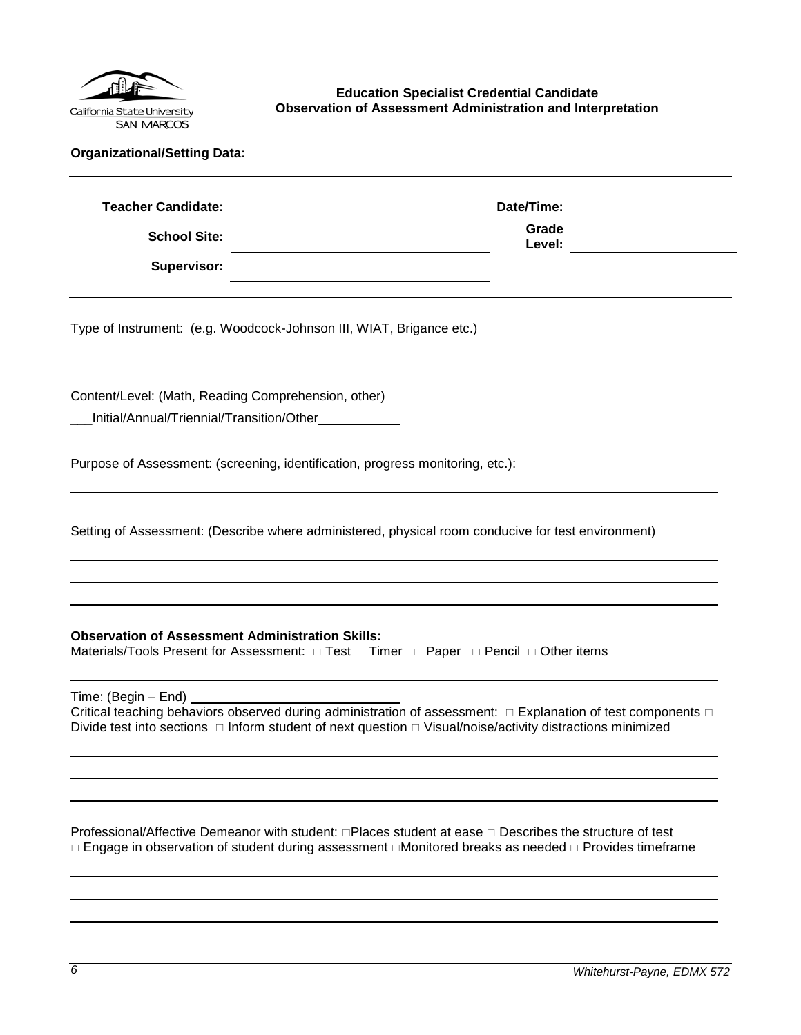**Education Specialist Credential Candidate**
**Observation of Assessment Administration and Interpretation**

**Organizational/Setting Data:**

---

| **Teacher Candidate:** | | **Date/Time:** | |
|---|---|---|---|
| **School Site:** | | **Grade Level:** | |
| **Supervisor:** | | | |

---

Type of Instrument: (e.g. Woodcock-Johnson III, WIAT, Brigance etc.)

______________________________________________________________________________

Content/Level: (Math, Reading Comprehension, other)

___Initial/Annual/Triennial/Transition/Other___________

Purpose of Assessment: (screening, identification, progress monitoring, etc.):

______________________________________________________________________________

Setting of Assessment: (Describe where administered, physical room conducive for test environment)

______________________________________________________________________________

______________________________________________________________________________

______________________________________________________________________________

**Observation of Assessment Administration Skills:**
Materials/Tools Present for Assessment: □ Test Timer □ Paper □ Pencil □ Other items

______________________________________________________________________________

Time: (Begin – End) ____________________________
Critical teaching behaviors observed during administration of assessment: □ Explanation of test components □ Divide test into sections □ Inform student of next question □ Visual/noise/activity distractions minimized

______________________________________________________________________________

______________________________________________________________________________

______________________________________________________________________________

Professional/Affective Demeanor with student: □Places student at ease □ Describes the structure of test □ Engage in observation of student during assessment □Monitored breaks as needed □ Provides timeframe

______________________________________________________________________________

______________________________________________________________________________

______________________________________________________________________________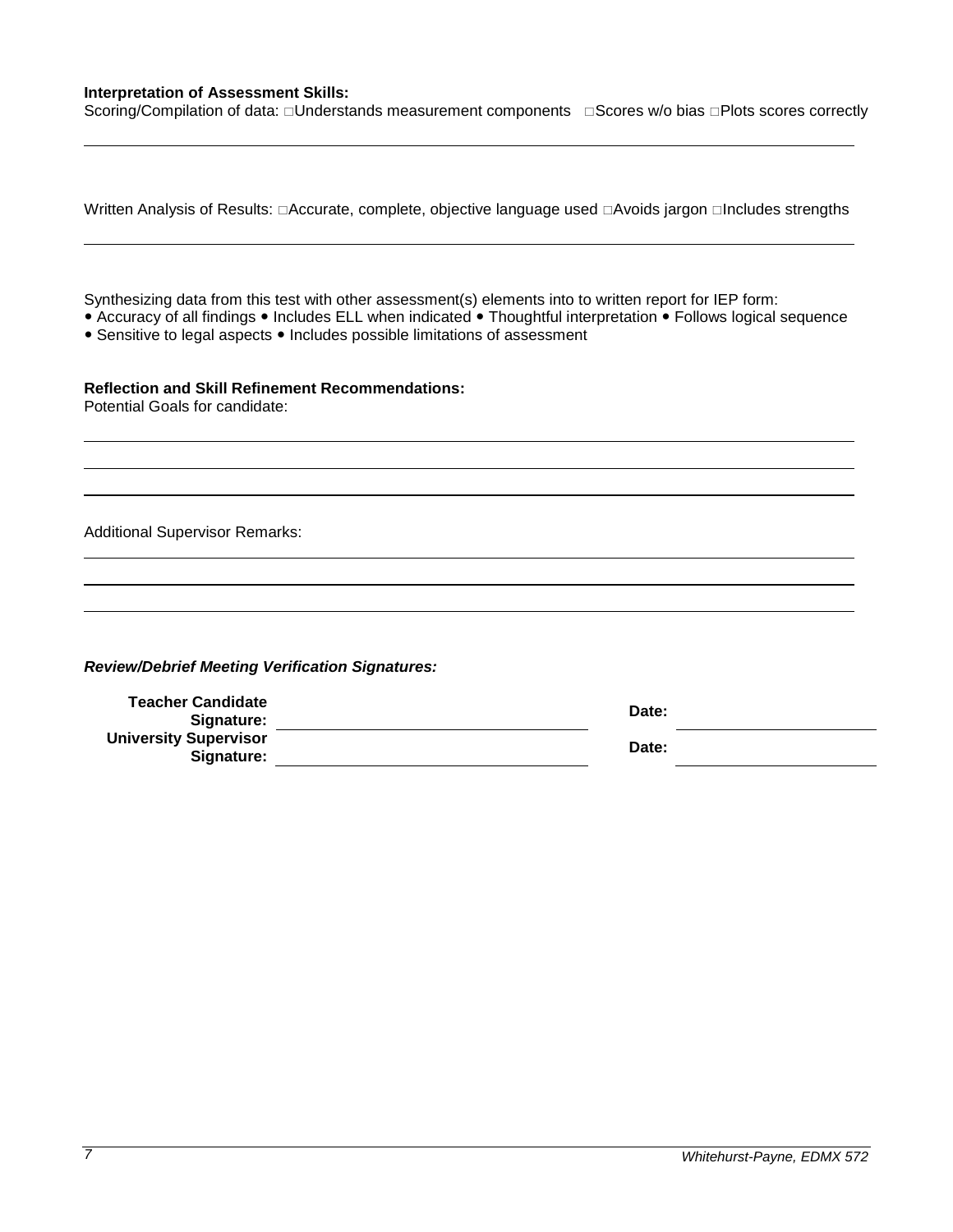**Interpretation of Assessment Skills:**

Scoring/Compilation of data: □Understands measurement components □Scores w/o bias □Plots scores correctly

Written Analysis of Results: □Accurate, complete, objective language used □Avoids jargon □Includes strengths

Synthesizing data from this test with other assessment(s) elements into to written report for IEP form:

- Accuracy of all findings • Includes ELL when indicated • Thoughtful interpretation • Follows logical sequence
- Sensitive to legal aspects • Includes possible limitations of assessment

**Reflection and Skill Refinement Recommendations:**

Potential Goals for candidate:

Additional Supervisor Remarks:

***Review/Debrief Meeting Verification Signatures:***

| | | | |
|---|---|---|---|
| **Teacher Candidate Signature:** | | **Date:** | |
| **University Supervisor Signature:** | | **Date:** | |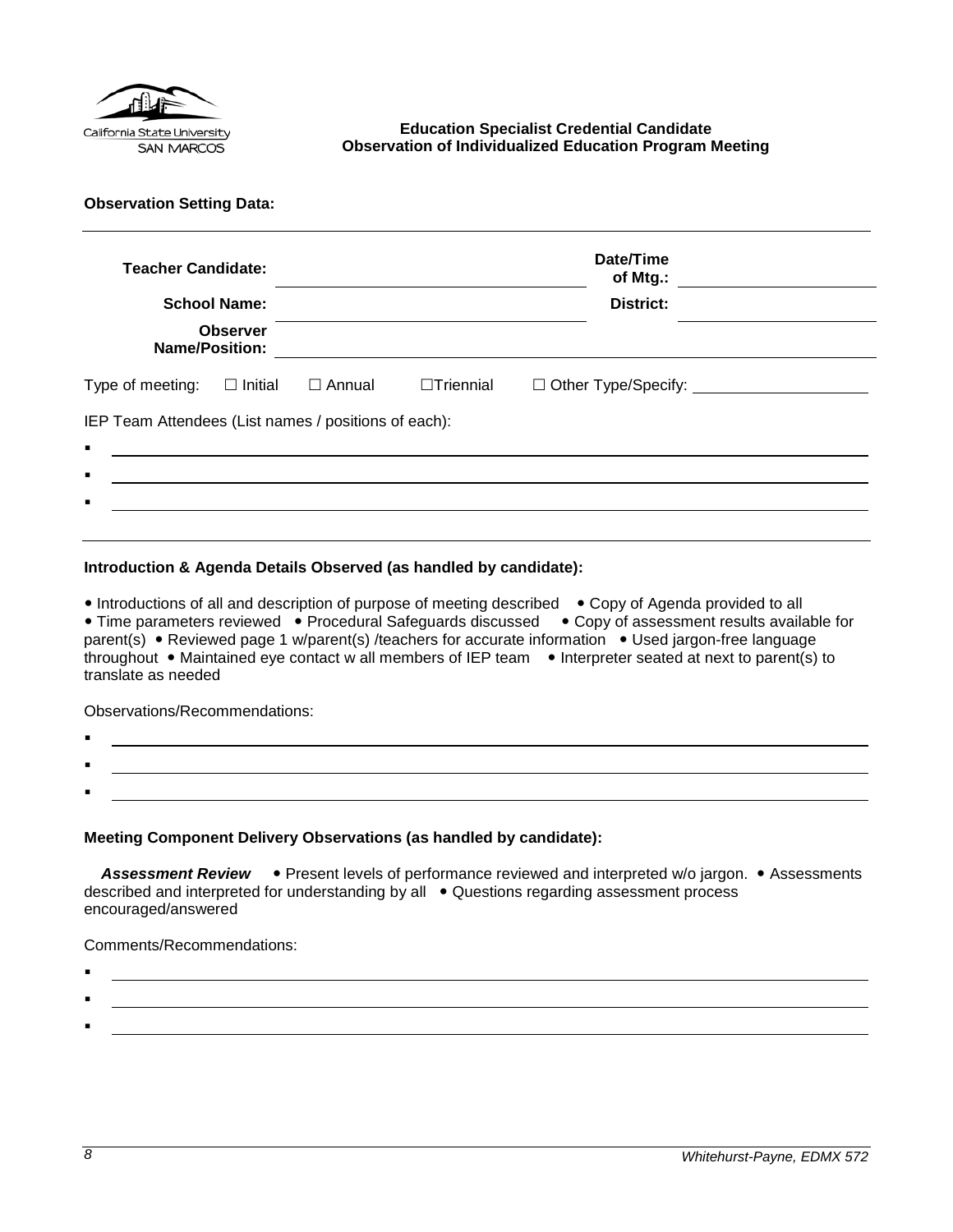California State University SAN MARCOS

**Education Specialist Credential Candidate**
**Observation of Individualized Education Program Meeting**

**Observation Setting Data:**

---

| | | | |
|---|---|---|---|
| **Teacher Candidate:** | | **Date/Time of Mtg.:** | |
| **School Name:** | | **District:** | |
| **Observer Name/Position:** | | | |

Type of meeting: ☐ Initial ☐ Annual ☐Triennial ☐ Other Type/Specify: ____________________

IEP Team Attendees (List names / positions of each):

- ______________________________
- ______________________________
- ______________________________

---

**Introduction & Agenda Details Observed (as handled by candidate):**

• Introductions of all and description of purpose of meeting described • Copy of Agenda provided to all • Time parameters reviewed • Procedural Safeguards discussed • Copy of assessment results available for parent(s) • Reviewed page 1 w/parent(s) /teachers for accurate information • Used jargon-free language throughout • Maintained eye contact w all members of IEP team • Interpreter seated at next to parent(s) to translate as needed

Observations/Recommendations:

- ______________________________
- ______________________________
- ______________________________

**Meeting Component Delivery Observations (as handled by candidate):**

***Assessment Review*** • Present levels of performance reviewed and interpreted w/o jargon. • Assessments described and interpreted for understanding by all • Questions regarding assessment process encouraged/answered

Comments/Recommendations:

- ______________________________
- ______________________________
- ______________________________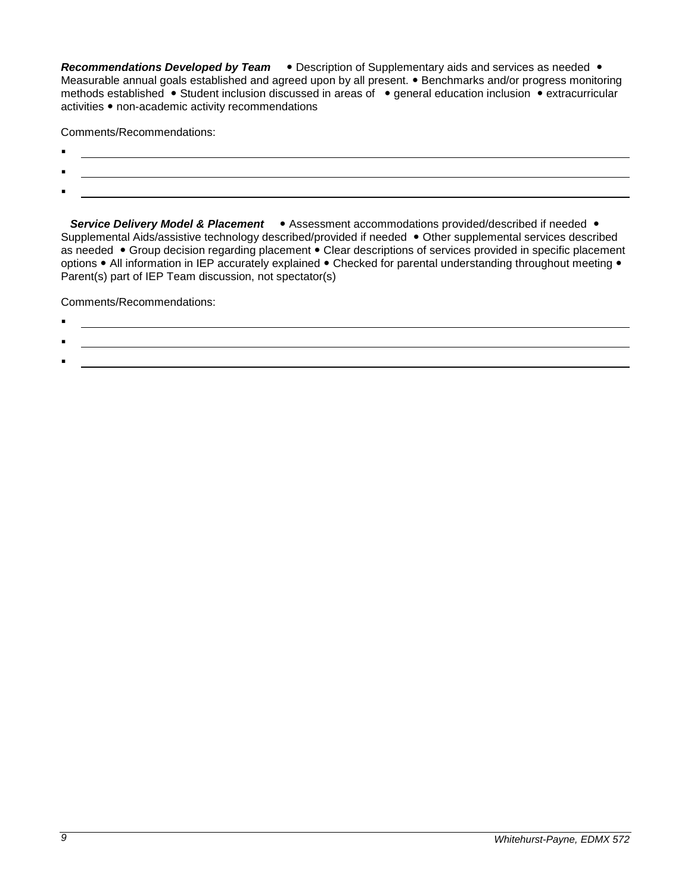***Recommendations Developed by Team*** • Description of Supplementary aids and services as needed • Measurable annual goals established and agreed upon by all present. • Benchmarks and/or progress monitoring methods established • Student inclusion discussed in areas of • general education inclusion • extracurricular activities • non-academic activity recommendations

Comments/Recommendations:

- \_\_\_\_\_\_\_\_\_\_\_\_\_\_\_\_\_\_\_\_\_\_\_\_\_\_\_\_\_\_\_\_\_\_\_\_\_\_\_\_
- \_\_\_\_\_\_\_\_\_\_\_\_\_\_\_\_\_\_\_\_\_\_\_\_\_\_\_\_\_\_\_\_\_\_\_\_\_\_\_\_
- \_\_\_\_\_\_\_\_\_\_\_\_\_\_\_\_\_\_\_\_\_\_\_\_\_\_\_\_\_\_\_\_\_\_\_\_\_\_\_\_

***Service Delivery Model & Placement*** • Assessment accommodations provided/described if needed • Supplemental Aids/assistive technology described/provided if needed • Other supplemental services described as needed • Group decision regarding placement • Clear descriptions of services provided in specific placement options • All information in IEP accurately explained • Checked for parental understanding throughout meeting • Parent(s) part of IEP Team discussion, not spectator(s)

Comments/Recommendations:

- \_\_\_\_\_\_\_\_\_\_\_\_\_\_\_\_\_\_\_\_\_\_\_\_\_\_\_\_\_\_\_\_\_\_\_\_\_\_\_\_
- \_\_\_\_\_\_\_\_\_\_\_\_\_\_\_\_\_\_\_\_\_\_\_\_\_\_\_\_\_\_\_\_\_\_\_\_\_\_\_\_
- \_\_\_\_\_\_\_\_\_\_\_\_\_\_\_\_\_\_\_\_\_\_\_\_\_\_\_\_\_\_\_\_\_\_\_\_\_\_\_\_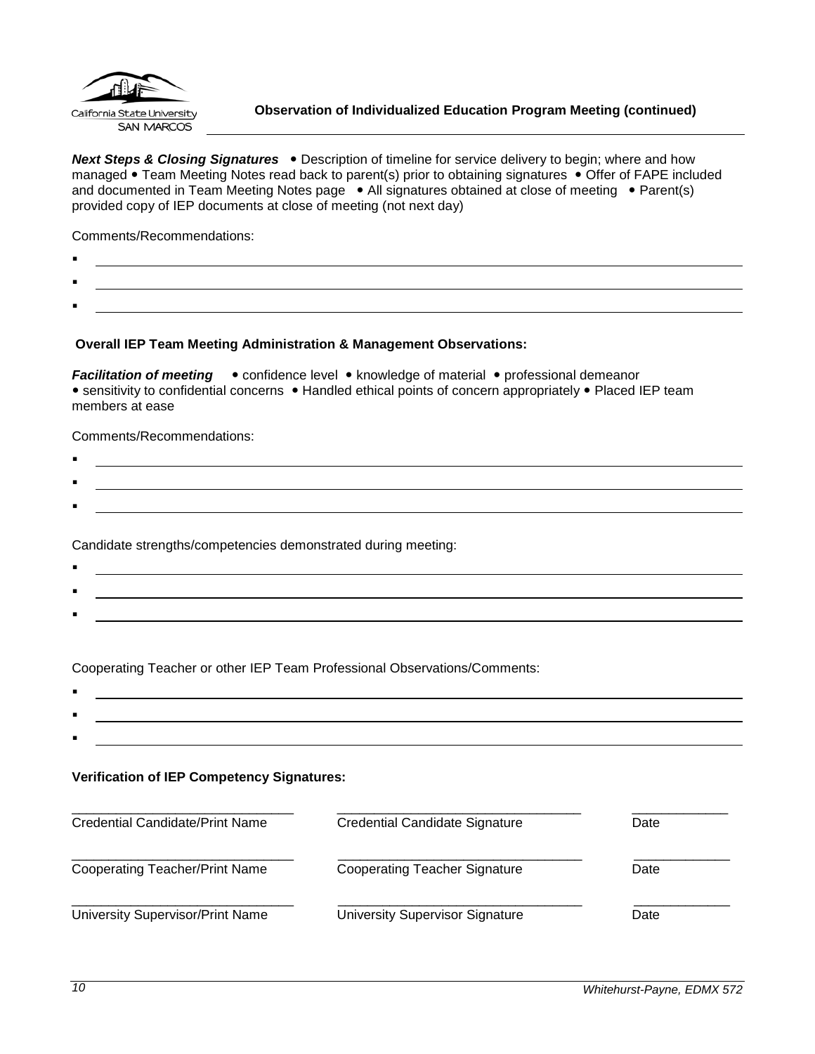**Observation of Individualized Education Program Meeting (continued)**

***Next Steps & Closing Signatures*** • Description of timeline for service delivery to begin; where and how managed • Team Meeting Notes read back to parent(s) prior to obtaining signatures • Offer of FAPE included and documented in Team Meeting Notes page • All signatures obtained at close of meeting • Parent(s) provided copy of IEP documents at close of meeting (not next day)

Comments/Recommendations:

- \_\_\_\_\_\_\_\_\_\_\_\_\_\_\_\_\_\_\_\_\_\_\_\_\_\_\_\_\_\_\_\_\_\_\_\_\_\_\_\_
- \_\_\_\_\_\_\_\_\_\_\_\_\_\_\_\_\_\_\_\_\_\_\_\_\_\_\_\_\_\_\_\_\_\_\_\_\_\_\_\_
- \_\_\_\_\_\_\_\_\_\_\_\_\_\_\_\_\_\_\_\_\_\_\_\_\_\_\_\_\_\_\_\_\_\_\_\_\_\_\_\_

**Overall IEP Team Meeting Administration & Management Observations:**

***Facilitation of meeting*** • confidence level • knowledge of material • professional demeanor • sensitivity to confidential concerns • Handled ethical points of concern appropriately • Placed IEP team members at ease

Comments/Recommendations:

- \_\_\_\_\_\_\_\_\_\_\_\_\_\_\_\_\_\_\_\_\_\_\_\_\_\_\_\_\_\_\_\_\_\_\_\_\_\_\_\_
- \_\_\_\_\_\_\_\_\_\_\_\_\_\_\_\_\_\_\_\_\_\_\_\_\_\_\_\_\_\_\_\_\_\_\_\_\_\_\_\_
- \_\_\_\_\_\_\_\_\_\_\_\_\_\_\_\_\_\_\_\_\_\_\_\_\_\_\_\_\_\_\_\_\_\_\_\_\_\_\_\_

Candidate strengths/competencies demonstrated during meeting:

- \_\_\_\_\_\_\_\_\_\_\_\_\_\_\_\_\_\_\_\_\_\_\_\_\_\_\_\_\_\_\_\_\_\_\_\_\_\_\_\_
- \_\_\_\_\_\_\_\_\_\_\_\_\_\_\_\_\_\_\_\_\_\_\_\_\_\_\_\_\_\_\_\_\_\_\_\_\_\_\_\_
- \_\_\_\_\_\_\_\_\_\_\_\_\_\_\_\_\_\_\_\_\_\_\_\_\_\_\_\_\_\_\_\_\_\_\_\_\_\_\_\_

Cooperating Teacher or other IEP Team Professional Observations/Comments:

- \_\_\_\_\_\_\_\_\_\_\_\_\_\_\_\_\_\_\_\_\_\_\_\_\_\_\_\_\_\_\_\_\_\_\_\_\_\_\_\_
- \_\_\_\_\_\_\_\_\_\_\_\_\_\_\_\_\_\_\_\_\_\_\_\_\_\_\_\_\_\_\_\_\_\_\_\_\_\_\_\_
- \_\_\_\_\_\_\_\_\_\_\_\_\_\_\_\_\_\_\_\_\_\_\_\_\_\_\_\_\_\_\_\_\_\_\_\_\_\_\_\_

**Verification of IEP Competency Signatures:**

| | | |
|---|---|---|
| \_\_\_\_\_\_\_\_\_\_\_\_\_\_\_\_\_\_\_\_ | \_\_\_\_\_\_\_\_\_\_\_\_\_\_\_\_\_\_\_\_ | \_\_\_\_\_\_\_\_\_\_ |
| Credential Candidate/Print Name | Credential Candidate Signature | Date |
| \_\_\_\_\_\_\_\_\_\_\_\_\_\_\_\_\_\_\_\_ | \_\_\_\_\_\_\_\_\_\_\_\_\_\_\_\_\_\_\_\_ | \_\_\_\_\_\_\_\_\_\_ |
| Cooperating Teacher/Print Name | Cooperating Teacher Signature | Date |
| \_\_\_\_\_\_\_\_\_\_\_\_\_\_\_\_\_\_\_\_ | \_\_\_\_\_\_\_\_\_\_\_\_\_\_\_\_\_\_\_\_ | \_\_\_\_\_\_\_\_\_\_ |
| University Supervisor/Print Name | University Supervisor Signature | Date |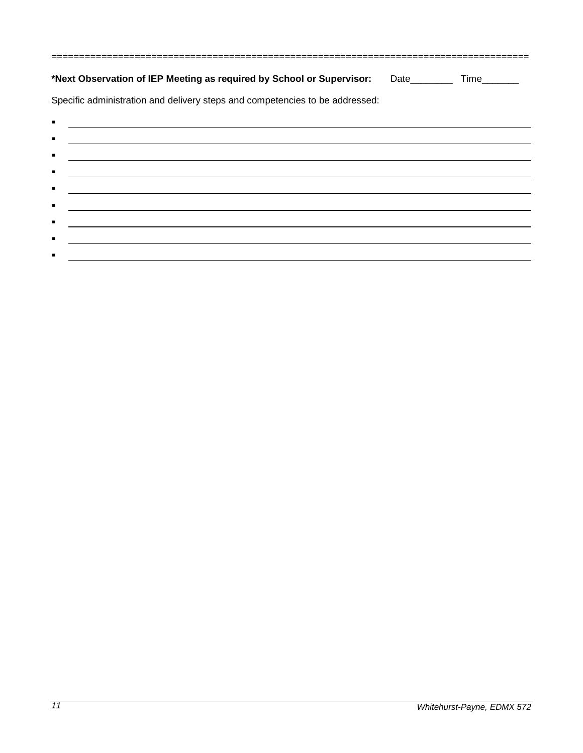==================================================================================

**\*Next Observation of IEP Meeting as required by School or Supervisor:** Date________ Time_______

Specific administration and delivery steps and competencies to be addressed:

- ______________________________________________________________________________
- ______________________________________________________________________________
- ______________________________________________________________________________
- ______________________________________________________________________________
- ______________________________________________________________________________
- ______________________________________________________________________________
- ______________________________________________________________________________
- ______________________________________________________________________________
- ______________________________________________________________________________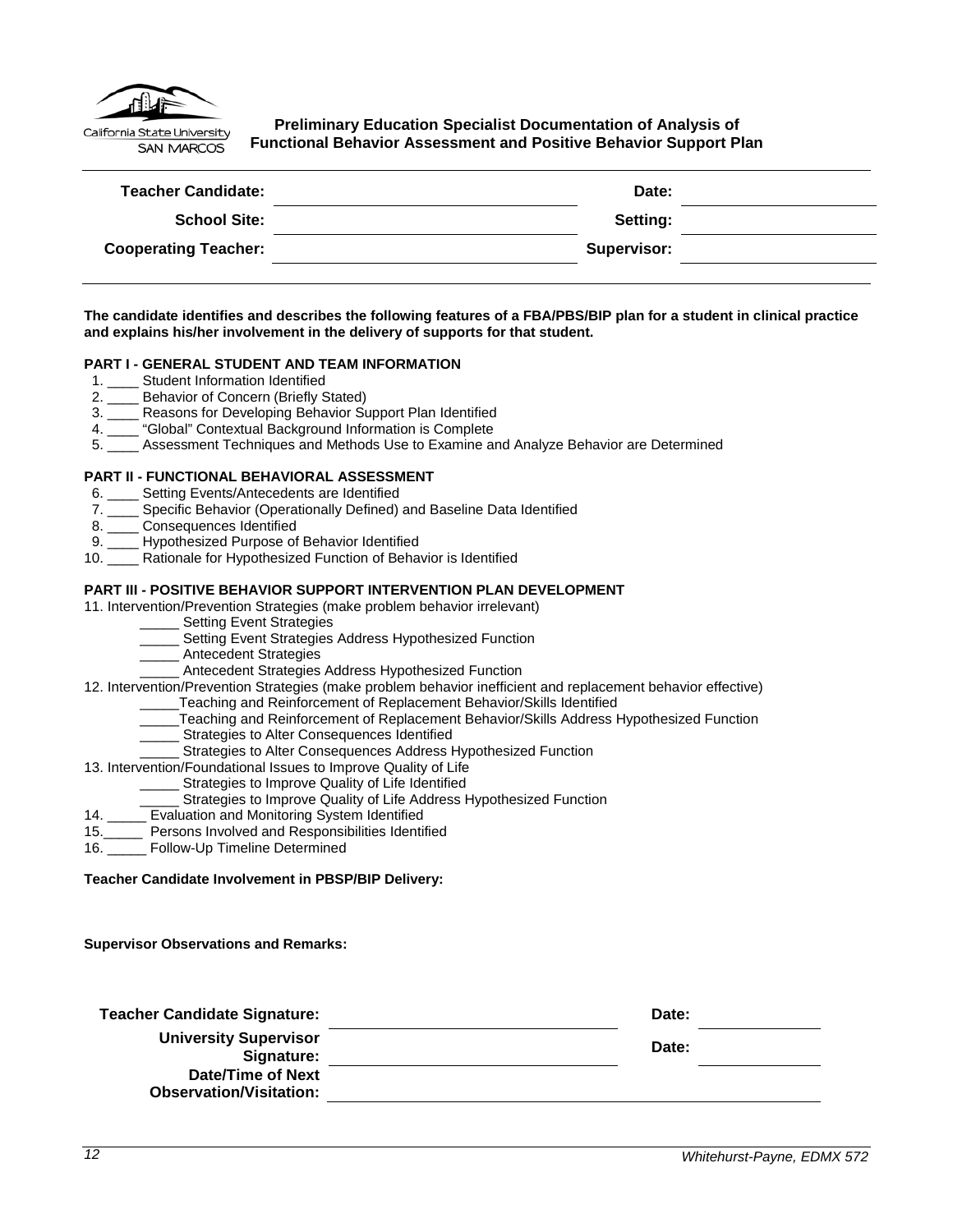California State University SAN MARCOS

## Preliminary Education Specialist Documentation of Analysis of Functional Behavior Assessment and Positive Behavior Support Plan

| | | | |
|---|---|---|---|
| **Teacher Candidate:** | | **Date:** | |
| **School Site:** | | **Setting:** | |
| **Cooperating Teacher:** | | **Supervisor:** | |

**The candidate identifies and describes the following features of a FBA/PBS/BIP plan for a student in clinical practice and explains his/her involvement in the delivery of supports for that student.**

**PART I - GENERAL STUDENT AND TEAM INFORMATION**

1. ____ Student Information Identified
2. ____ Behavior of Concern (Briefly Stated)
3. ____ Reasons for Developing Behavior Support Plan Identified
4. ____ "Global" Contextual Background Information is Complete
5. ____ Assessment Techniques and Methods Use to Examine and Analyze Behavior are Determined

**PART II - FUNCTIONAL BEHAVIORAL ASSESSMENT**

6. ____ Setting Events/Antecedents are Identified
7. ____ Specific Behavior (Operationally Defined) and Baseline Data Identified
8. ____ Consequences Identified
9. ____ Hypothesized Purpose of Behavior Identified
10. ____ Rationale for Hypothesized Function of Behavior is Identified

**PART III - POSITIVE BEHAVIOR SUPPORT INTERVENTION PLAN DEVELOPMENT**

11. Intervention/Prevention Strategies (make problem behavior irrelevant)
    - _____ Setting Event Strategies
    - _____ Setting Event Strategies Address Hypothesized Function
    - _____ Antecedent Strategies
    - _____ Antecedent Strategies Address Hypothesized Function
12. Intervention/Prevention Strategies (make problem behavior inefficient and replacement behavior effective)
    - _____Teaching and Reinforcement of Replacement Behavior/Skills Identified
    - _____Teaching and Reinforcement of Replacement Behavior/Skills Address Hypothesized Function
    - _____ Strategies to Alter Consequences Identified
    - _____ Strategies to Alter Consequences Address Hypothesized Function
13. Intervention/Foundational Issues to Improve Quality of Life
    - _____ Strategies to Improve Quality of Life Identified
    - _____ Strategies to Improve Quality of Life Address Hypothesized Function
14. _____ Evaluation and Monitoring System Identified
15. _____ Persons Involved and Responsibilities Identified
16. _____ Follow-Up Timeline Determined

**Teacher Candidate Involvement in PBSP/BIP Delivery:**

**Supervisor Observations and Remarks:**

| | | | |
|---|---|---|---|
| **Teacher Candidate Signature:** | | **Date:** | |
| **University Supervisor Signature:** | | **Date:** | |
| **Date/Time of Next Observation/Visitation:** | | | |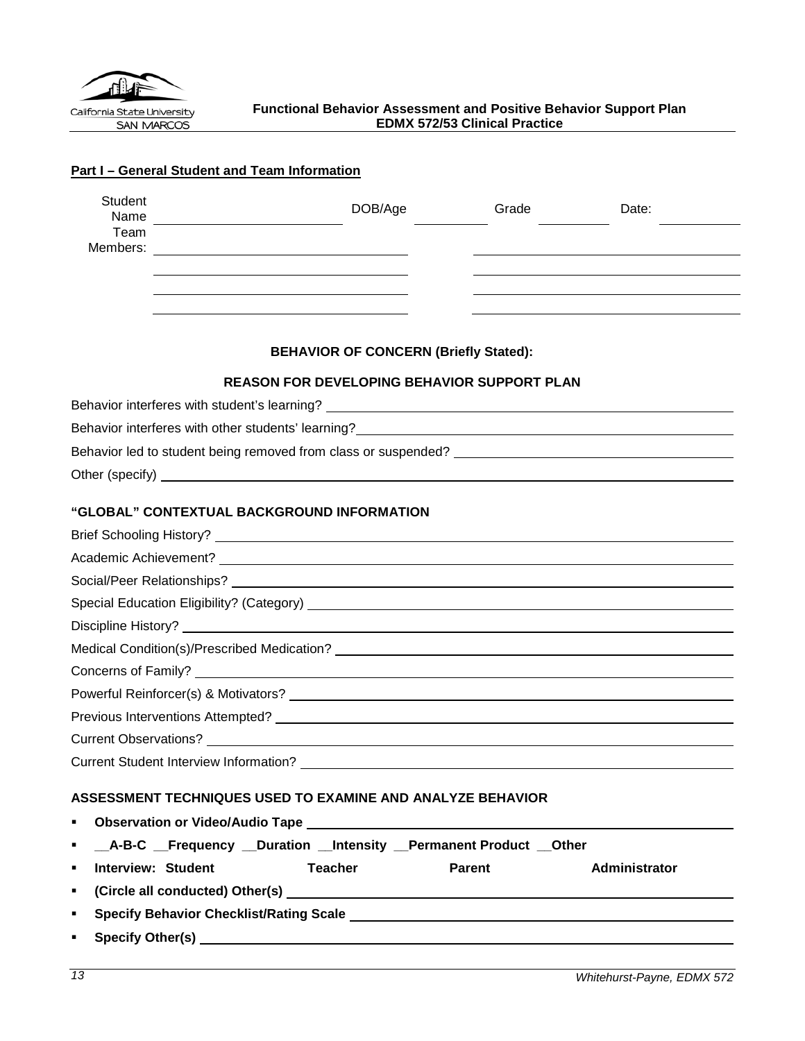**Functional Behavior Assessment and Positive Behavior Support Plan**
**EDMX 572/53 Clinical Practice**

## Part I – General Student and Team Information

Student Name ______________________ DOB/Age __________ Grade __________ Date: __________

Team Members: ______________________ ______________________

______________________ ______________________

______________________ ______________________

______________________ ______________________

**BEHAVIOR OF CONCERN (Briefly Stated):**

**REASON FOR DEVELOPING BEHAVIOR SUPPORT PLAN**

Behavior interferes with student's learning? ______________________

Behavior interferes with other students' learning? ______________________

Behavior led to student being removed from class or suspended? ______________________

Other (specify) ______________________

### "GLOBAL" CONTEXTUAL BACKGROUND INFORMATION

Brief Schooling History? ______________________

Academic Achievement? ______________________

Social/Peer Relationships? ______________________

Special Education Eligibility? (Category) ______________________

Discipline History? ______________________

Medical Condition(s)/Prescribed Medication? ______________________

Concerns of Family? ______________________

Powerful Reinforcer(s) & Motivators? ______________________

Previous Interventions Attempted? ______________________

Current Observations? ______________________

Current Student Interview Information? ______________________

### ASSESSMENT TECHNIQUES USED TO EXAMINE AND ANALYZE BEHAVIOR

- **Observation or Video/Audio Tape** ______________________
- **__A-B-C __Frequency __Duration __Intensity __Permanent Product __Other**
- **Interview: Student Teacher Parent Administrator**
- **(Circle all conducted) Other(s)** ______________________
- **Specify Behavior Checklist/Rating Scale** ______________________
- **Specify Other(s)** ______________________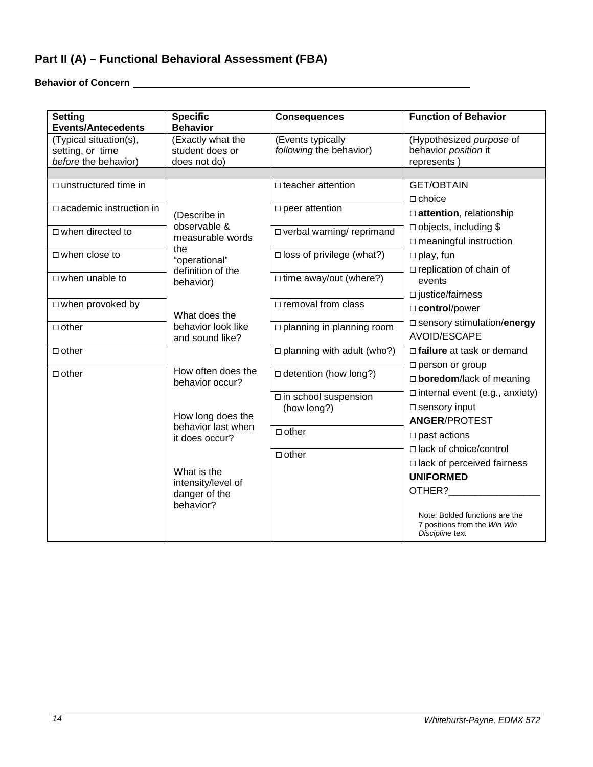## Part II (A) – Functional Behavioral Assessment (FBA)

**Behavior of Concern** ______________________________________________

| **Setting Events/Antecedents** | **Specific Behavior** | **Consequences** | **Function of Behavior** |
|---|---|---|---|
| (Typical situation(s), setting, or time *before* the behavior) | (Exactly what the student does or does not do) | (Events typically *following* the behavior) | (Hypothesized *purpose* of behavior *position* it represents ) |
| | | | |
| □ unstructured time in | (Describe in observable & measurable words the "operational" definition of the behavior) | □ teacher attention | GET/OBTAIN |
| □ academic instruction in | What does the behavior look like and sound like? | □ peer attention | □ choice |
| □ when directed to | How often does the behavior occur? | □ verbal warning/ reprimand | □ **attention**, relationship |
| □ when close to | How long does the behavior last when it does occur? | □ loss of privilege (what?) | □ objects, including $ |
| □ when unable to | What is the intensity/level of danger of the behavior? | □ time away/out (where?) | □ meaningful instruction |
| □ when provoked by | | □ removal from class | □ play, fun |
| □ other | | □ planning in planning room | □ replication of chain of events |
| □ other | | □ planning with adult (who?) | □ justice/fairness |
| □ other | | □ detention (how long?) | □ **control**/power |
| | | □ in school suspension (how long?) | □ sensory stimulation/**energy** |
| | | □ other | AVOID/ESCAPE |
| | | □ other | □ **failure** at task or demand |
| | | | □ person or group |
| | | | □ **boredom**/lack of meaning |
| | | | □ internal event (e.g., anxiety) |
| | | | □ sensory input |
| | | | **ANGER**/PROTEST |
| | | | □ past actions |
| | | | □ lack of choice/control |
| | | | □ lack of perceived fairness |
| | | | **UNIFORMED** |
| | | | OTHER?________________ |
| | | | Note: Bolded functions are the 7 positions from the *Win Win Discipline* text |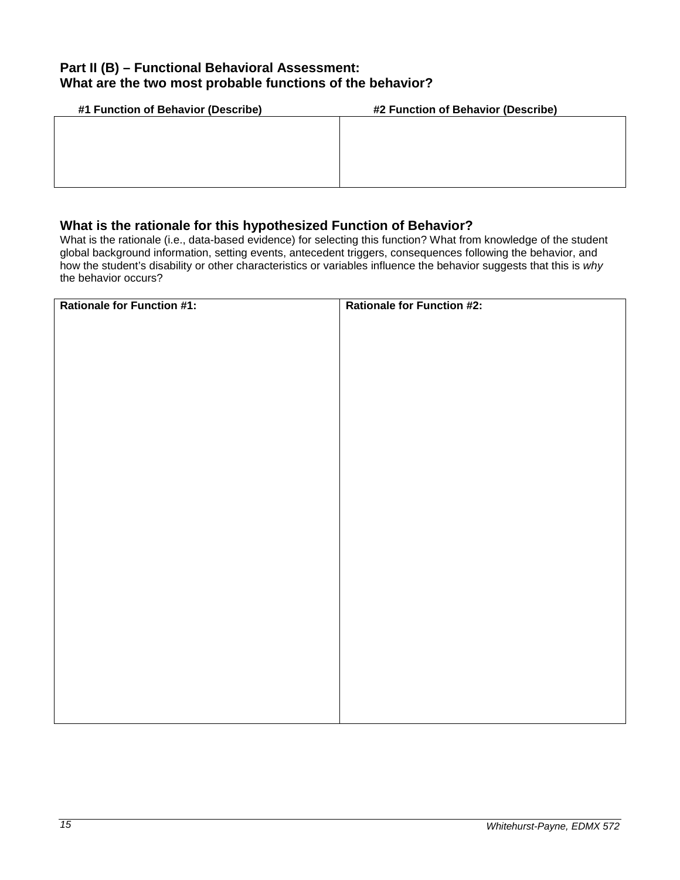### Part II (B) – Functional Behavioral Assessment:
### What are the two most probable functions of the behavior?

| #1 Function of Behavior (Describe) | #2 Function of Behavior (Describe) |
|---|---|
| | |

### What is the rationale for this hypothesized Function of Behavior?

What is the rationale (i.e., data-based evidence) for selecting this function? What from knowledge of the student global background information, setting events, antecedent triggers, consequences following the behavior, and how the student's disability or other characteristics or variables influence the behavior suggests that this is *why* the behavior occurs?

| **Rationale for Function #1:** | **Rationale for Function #2:** |
|---|---|
| | |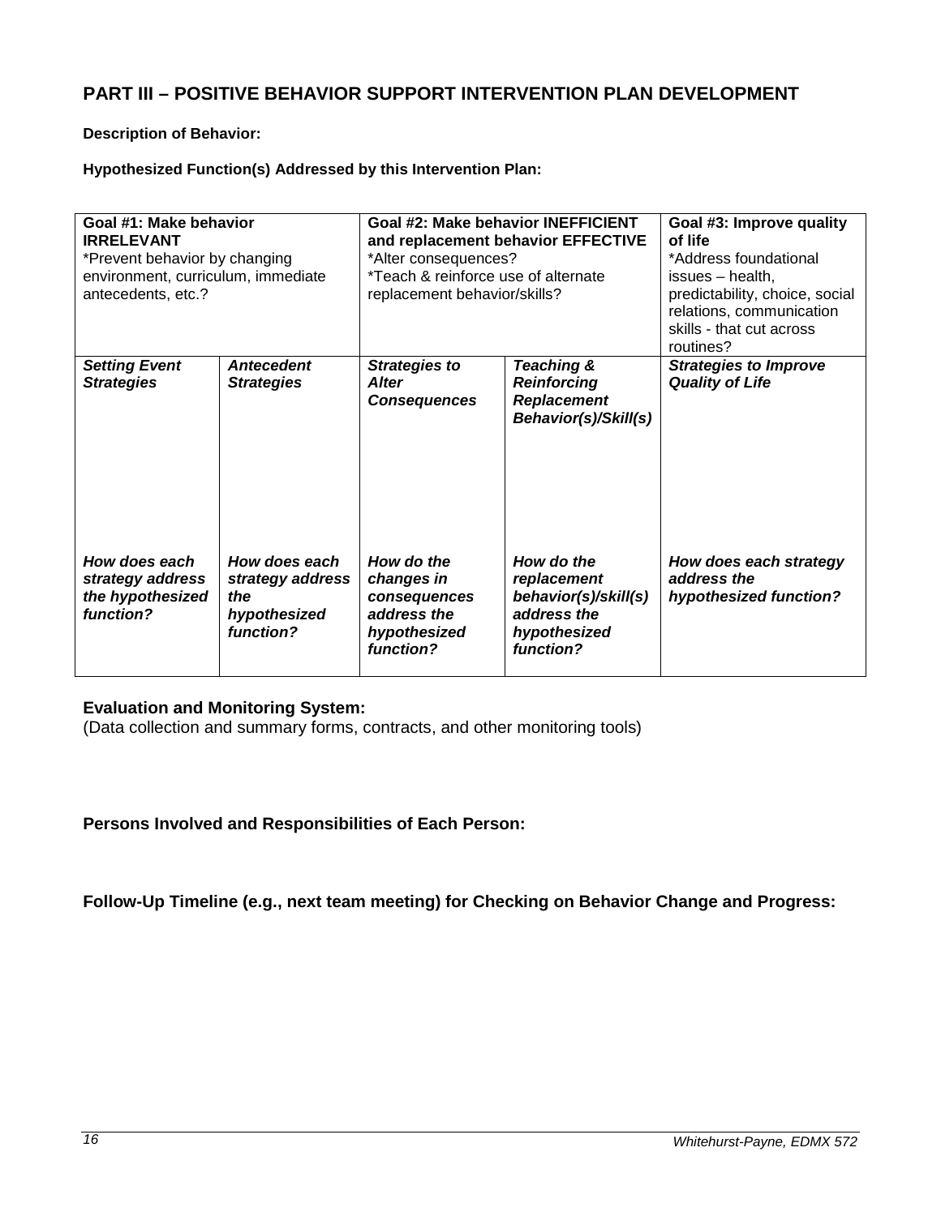## PART III – POSITIVE BEHAVIOR SUPPORT INTERVENTION PLAN DEVELOPMENT

**Description of Behavior:**

**Hypothesized Function(s) Addressed by this Intervention Plan:**

| **Goal #1: Make behavior IRRELEVANT** *Prevent behavior by changing environment, curriculum, immediate antecedents, etc.? | | **Goal #2: Make behavior INEFFICIENT and replacement behavior EFFECTIVE** *Alter consequences? *Teach & reinforce use of alternate replacement behavior/skills? | | **Goal #3: Improve quality of life** *Address foundational issues – health, predictability, choice, social relations, communication skills - that cut across routines? |
|---|---|---|---|---|
| ***Setting Event Strategies*** | ***Antecedent Strategies*** | ***Strategies to Alter Consequences*** | ***Teaching & Reinforcing Replacement Behavior(s)/Skill(s)*** | ***Strategies to Improve Quality of Life*** |
| ***How does each strategy address the hypothesized function?*** | ***How does each strategy address the hypothesized function?*** | ***How do the changes in consequences address the hypothesized function?*** | ***How do the replacement behavior(s)/skill(s) address the hypothesized function?*** | ***How does each strategy address the hypothesized function?*** |

**Evaluation and Monitoring System:**
(Data collection and summary forms, contracts, and other monitoring tools)

**Persons Involved and Responsibilities of Each Person:**

**Follow-Up Timeline (e.g., next team meeting) for Checking on Behavior Change and Progress:**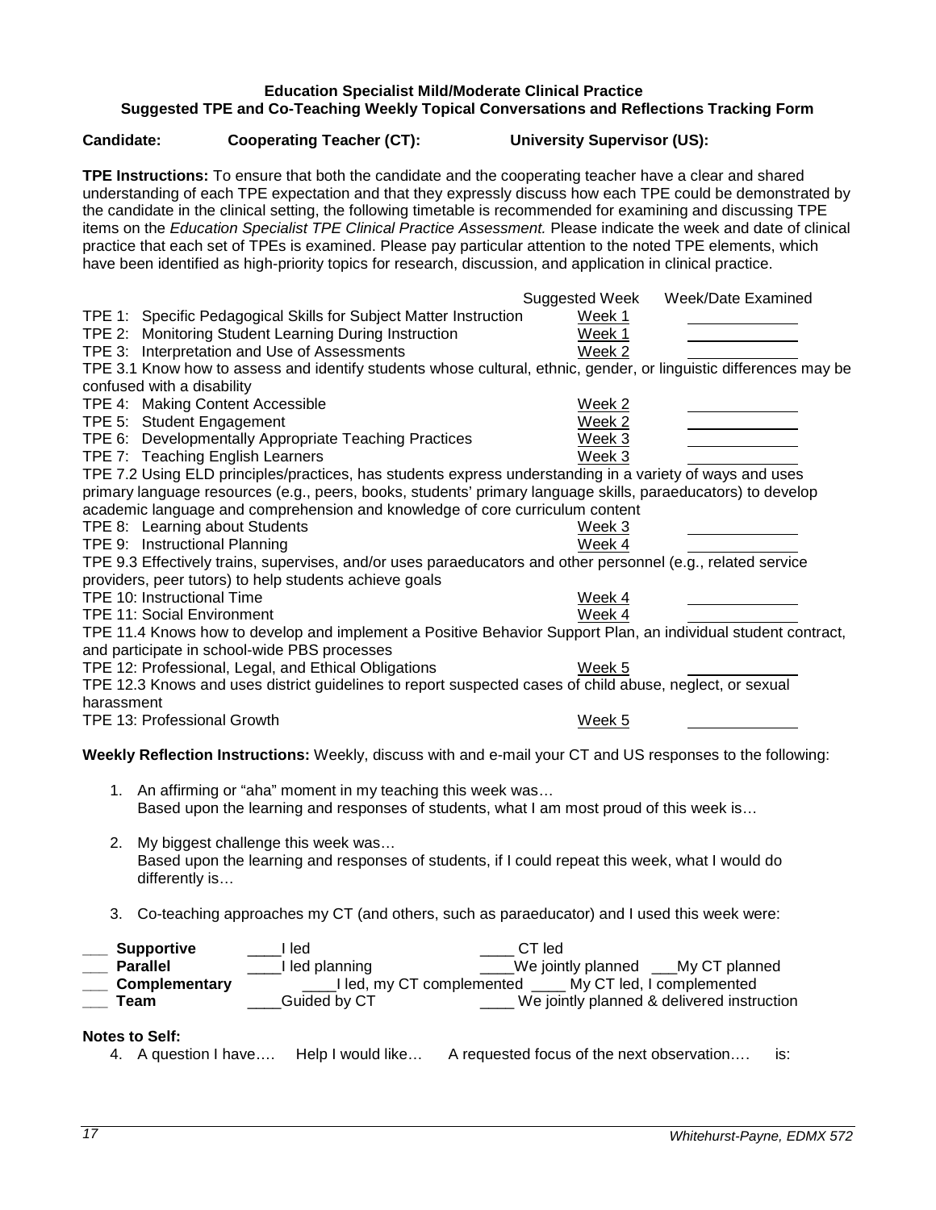**Education Specialist Mild/Moderate Clinical Practice**
**Suggested TPE and Co-Teaching Weekly Topical Conversations and Reflections Tracking Form**

**Candidate:** **Cooperating Teacher (CT):** **University Supervisor (US):**

**TPE Instructions:** To ensure that both the candidate and the cooperating teacher have a clear and shared understanding of each TPE expectation and that they expressly discuss how each TPE could be demonstrated by the candidate in the clinical setting, the following timetable is recommended for examining and discussing TPE items on the *Education Specialist TPE Clinical Practice Assessment.* Please indicate the week and date of clinical practice that each set of TPEs is examined. Please pay particular attention to the noted TPE elements, which have been identified as high-priority topics for research, discussion, and application in clinical practice.

| | Suggested Week | Week/Date Examined |
|---|---|---|
| TPE 1: Specific Pedagogical Skills for Subject Matter Instruction | Week 1 | ____________ |
| TPE 2: Monitoring Student Learning During Instruction | Week 1 | ____________ |
| TPE 3: Interpretation and Use of Assessments | Week 2 | ____________ |
| TPE 3.1 Know how to assess and identify students whose cultural, ethnic, gender, or linguistic differences may be confused with a disability | | |
| TPE 4: Making Content Accessible | Week 2 | ____________ |
| TPE 5: Student Engagement | Week 2 | ____________ |
| TPE 6: Developmentally Appropriate Teaching Practices | Week 3 | ____________ |
| TPE 7: Teaching English Learners | Week 3 | ____________ |
| TPE 7.2 Using ELD principles/practices, has students express understanding in a variety of ways and uses primary language resources (e.g., peers, books, students' primary language skills, paraeducators) to develop academic language and comprehension and knowledge of core curriculum content | | |
| TPE 8: Learning about Students | Week 3 | ____________ |
| TPE 9: Instructional Planning | Week 4 | ____________ |
| TPE 9.3 Effectively trains, supervises, and/or uses paraeducators and other personnel (e.g., related service providers, peer tutors) to help students achieve goals | | |
| TPE 10: Instructional Time | Week 4 | ____________ |
| TPE 11: Social Environment | Week 4 | ____________ |
| TPE 11.4 Knows how to develop and implement a Positive Behavior Support Plan, an individual student contract, and participate in school-wide PBS processes | | |
| TPE 12: Professional, Legal, and Ethical Obligations | Week 5 | ____________ |
| TPE 12.3 Knows and uses district guidelines to report suspected cases of child abuse, neglect, or sexual harassment | | |
| TPE 13: Professional Growth | Week 5 | ____________ |

**Weekly Reflection Instructions:** Weekly, discuss with and e-mail your CT and US responses to the following:

1. An affirming or "aha" moment in my teaching this week was…
   Based upon the learning and responses of students, what I am most proud of this week is…

2. My biggest challenge this week was…
   Based upon the learning and responses of students, if I could repeat this week, what I would do differently is…

3. Co-teaching approaches my CT (and others, such as paraeducator) and I used this week were:

___ **Supportive** ____I led ____ CT led
___ **Parallel** ____I led planning ____We jointly planned ___My CT planned
___ **Complementary** ____I led, my CT complemented ____ My CT led, I complemented
___ **Team** ____Guided by CT ____ We jointly planned & delivered instruction

**Notes to Self:**

4. A question I have…. Help I would like… A requested focus of the next observation…. is: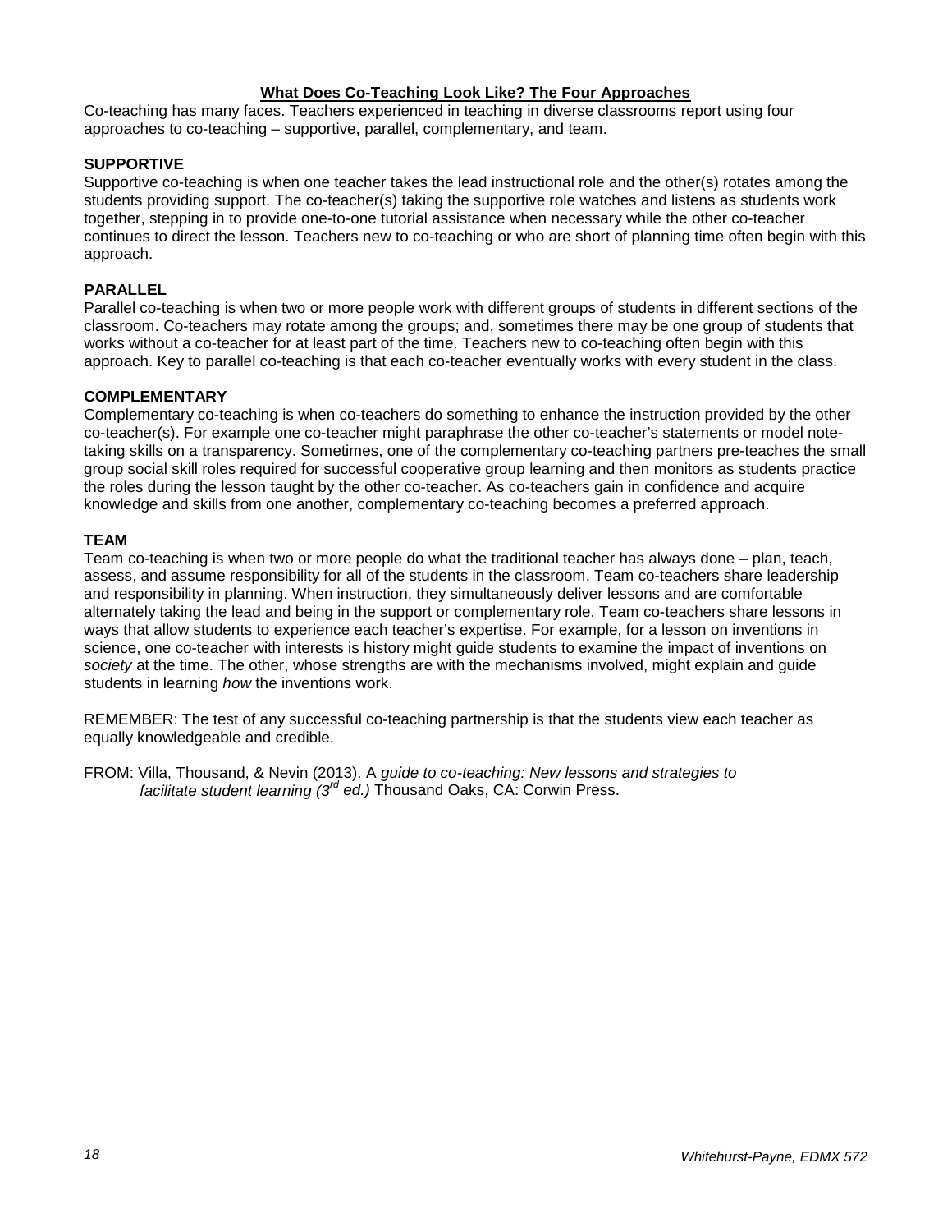## What Does Co-Teaching Look Like? The Four Approaches

Co-teaching has many faces. Teachers experienced in teaching in diverse classrooms report using four approaches to co-teaching – supportive, parallel, complementary, and team.

### SUPPORTIVE

Supportive co-teaching is when one teacher takes the lead instructional role and the other(s) rotates among the students providing support. The co-teacher(s) taking the supportive role watches and listens as students work together, stepping in to provide one-to-one tutorial assistance when necessary while the other co-teacher continues to direct the lesson. Teachers new to co-teaching or who are short of planning time often begin with this approach.

### PARALLEL

Parallel co-teaching is when two or more people work with different groups of students in different sections of the classroom. Co-teachers may rotate among the groups; and, sometimes there may be one group of students that works without a co-teacher for at least part of the time. Teachers new to co-teaching often begin with this approach. Key to parallel co-teaching is that each co-teacher eventually works with every student in the class.

### COMPLEMENTARY

Complementary co-teaching is when co-teachers do something to enhance the instruction provided by the other co-teacher(s). For example one co-teacher might paraphrase the other co-teacher's statements or model note-taking skills on a transparency. Sometimes, one of the complementary co-teaching partners pre-teaches the small group social skill roles required for successful cooperative group learning and then monitors as students practice the roles during the lesson taught by the other co-teacher. As co-teachers gain in confidence and acquire knowledge and skills from one another, complementary co-teaching becomes a preferred approach.

### TEAM

Team co-teaching is when two or more people do what the traditional teacher has always done – plan, teach, assess, and assume responsibility for all of the students in the classroom. Team co-teachers share leadership and responsibility in planning. When instruction, they simultaneously deliver lessons and are comfortable alternately taking the lead and being in the support or complementary role. Team co-teachers share lessons in ways that allow students to experience each teacher's expertise. For example, for a lesson on inventions in science, one co-teacher with interests is history might guide students to examine the impact of inventions on *society* at the time. The other, whose strengths are with the mechanisms involved, might explain and guide students in learning *how* the inventions work.

REMEMBER: The test of any successful co-teaching partnership is that the students view each teacher as equally knowledgeable and credible.

FROM: Villa, Thousand, & Nevin (2013). A *guide to co-teaching: New lessons and strategies to facilitate student learning (3rd ed.)* Thousand Oaks, CA: Corwin Press.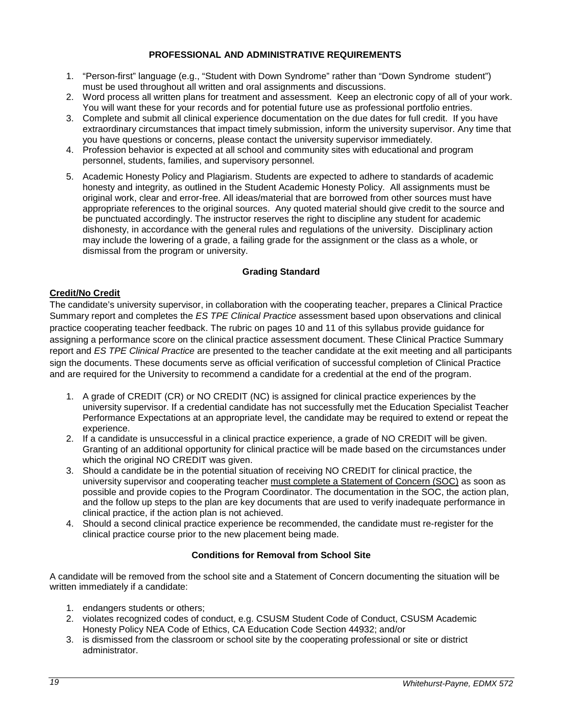## PROFESSIONAL AND ADMINISTRATIVE REQUIREMENTS

1. "Person-first" language (e.g., "Student with Down Syndrome" rather than "Down Syndrome student") must be used throughout all written and oral assignments and discussions.
2. Word process all written plans for treatment and assessment. Keep an electronic copy of all of your work. You will want these for your records and for potential future use as professional portfolio entries.
3. Complete and submit all clinical experience documentation on the due dates for full credit. If you have extraordinary circumstances that impact timely submission, inform the university supervisor. Any time that you have questions or concerns, please contact the university supervisor immediately.
4. Profession behavior is expected at all school and community sites with educational and program personnel, students, families, and supervisory personnel.
5. Academic Honesty Policy and Plagiarism. Students are expected to adhere to standards of academic honesty and integrity, as outlined in the Student Academic Honesty Policy. All assignments must be original work, clear and error-free. All ideas/material that are borrowed from other sources must have appropriate references to the original sources. Any quoted material should give credit to the source and be punctuated accordingly. The instructor reserves the right to discipline any student for academic dishonesty, in accordance with the general rules and regulations of the university. Disciplinary action may include the lowering of a grade, a failing grade for the assignment or the class as a whole, or dismissal from the program or university.

### Grading Standard

**Credit/No Credit**

The candidate's university supervisor, in collaboration with the cooperating teacher, prepares a Clinical Practice Summary report and completes the *ES TPE Clinical Practice* assessment based upon observations and clinical practice cooperating teacher feedback. The rubric on pages 10 and 11 of this syllabus provide guidance for assigning a performance score on the clinical practice assessment document. These Clinical Practice Summary report and *ES TPE Clinical Practice* are presented to the teacher candidate at the exit meeting and all participants sign the documents. These documents serve as official verification of successful completion of Clinical Practice and are required for the University to recommend a candidate for a credential at the end of the program.

1. A grade of CREDIT (CR) or NO CREDIT (NC) is assigned for clinical practice experiences by the university supervisor. If a credential candidate has not successfully met the Education Specialist Teacher Performance Expectations at an appropriate level, the candidate may be required to extend or repeat the experience.
2. If a candidate is unsuccessful in a clinical practice experience, a grade of NO CREDIT will be given. Granting of an additional opportunity for clinical practice will be made based on the circumstances under which the original NO CREDIT was given.
3. Should a candidate be in the potential situation of receiving NO CREDIT for clinical practice, the university supervisor and cooperating teacher must complete a Statement of Concern (SOC) as soon as possible and provide copies to the Program Coordinator. The documentation in the SOC, the action plan, and the follow up steps to the plan are key documents that are used to verify inadequate performance in clinical practice, if the action plan is not achieved.
4. Should a second clinical practice experience be recommended, the candidate must re-register for the clinical practice course prior to the new placement being made.

### Conditions for Removal from School Site

A candidate will be removed from the school site and a Statement of Concern documenting the situation will be written immediately if a candidate:

1. endangers students or others;
2. violates recognized codes of conduct, e.g. CSUSM Student Code of Conduct, CSUSM Academic Honesty Policy NEA Code of Ethics, CA Education Code Section 44932; and/or
3. is dismissed from the classroom or school site by the cooperating professional or site or district administrator.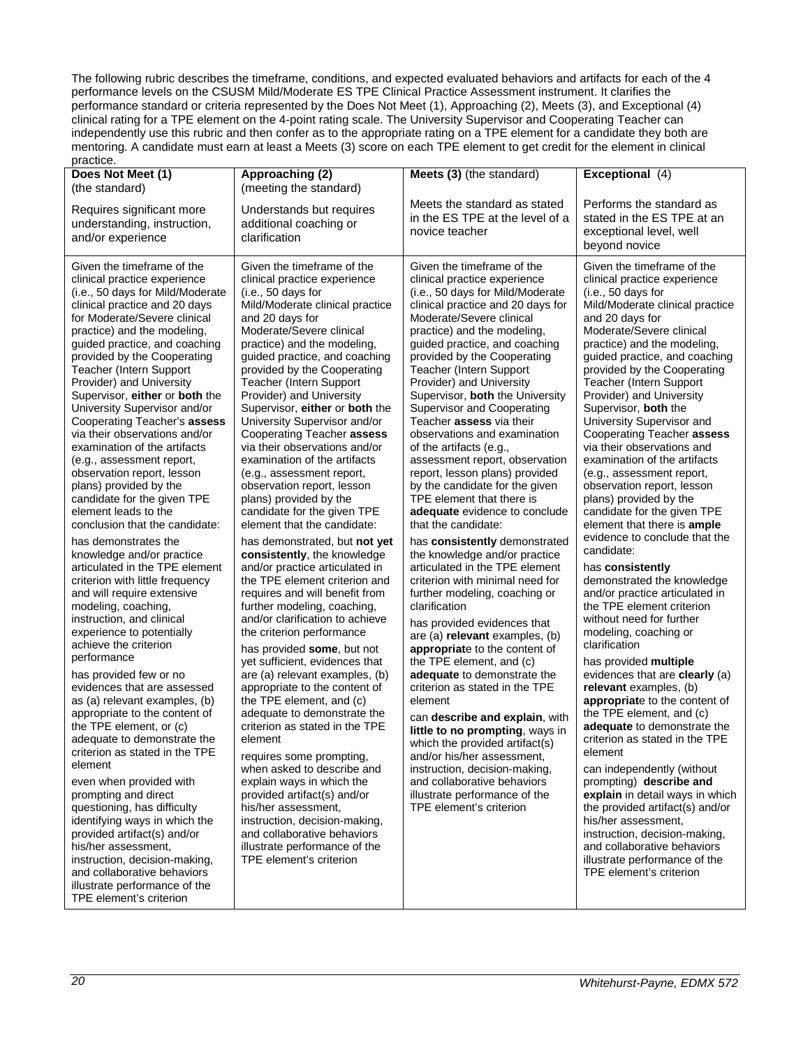The following rubric describes the timeframe, conditions, and expected evaluated behaviors and artifacts for each of the 4 performance levels on the CSUSM Mild/Moderate ES TPE Clinical Practice Assessment instrument. It clarifies the performance standard or criteria represented by the Does Not Meet (1), Approaching (2), Meets (3), and Exceptional (4) clinical rating for a TPE element on the 4-point rating scale. The University Supervisor and Cooperating Teacher can independently use this rubric and then confer as to the appropriate rating on a TPE element for a candidate they both are mentoring. A candidate must earn at least a Meets (3) score on each TPE element to get credit for the element in clinical practice.

| **Does Not Meet (1)** (the standard)<br><br>Requires significant more understanding, instruction, and/or experience | **Approaching (2)** (meeting the standard)<br><br>Understands but requires additional coaching or clarification | **Meets (3)** (the standard)<br><br>Meets the standard as stated in the ES TPE at the level of a novice teacher | **Exceptional** (4)<br><br>Performs the standard as stated in the ES TPE at an exceptional level, well beyond novice |
|---|---|---|---|
| Given the timeframe of the clinical practice experience (i.e., 50 days for Mild/Moderate clinical practice and 20 days for Moderate/Severe clinical practice) and the modeling, guided practice, and coaching provided by the Cooperating Teacher (Intern Support Provider) and University Supervisor, **either** or **both** the University Supervisor and/or Cooperating Teacher's **assess** via their observations and/or examination of the artifacts (e.g., assessment report, observation report, lesson plans) provided by the candidate for the given TPE element leads to the conclusion that the candidate:<br><br>has demonstrates the knowledge and/or practice articulated in the TPE element criterion with little frequency and will require extensive modeling, coaching, instruction, and clinical experience to potentially achieve the criterion performance<br><br>has provided few or no evidences that are assessed as (a) relevant examples, (b) appropriate to the content of the TPE element, or (c) adequate to demonstrate the criterion as stated in the TPE element<br><br>even when provided with prompting and direct questioning, has difficulty identifying ways in which the provided artifact(s) and/or his/her assessment, instruction, decision-making, and collaborative behaviors illustrate performance of the TPE element's criterion | Given the timeframe of the clinical practice experience (i.e., 50 days for Mild/Moderate clinical practice and 20 days for Moderate/Severe clinical practice) and the modeling, guided practice, and coaching provided by the Cooperating Teacher (Intern Support Provider) and University Supervisor, **either** or **both** the University Supervisor and/or Cooperating Teacher **assess** via their observations and/or examination of the artifacts (e.g., assessment report, observation report, lesson plans) provided by the candidate for the given TPE element that the candidate:<br><br>has demonstrated, but **not yet consistently**, the knowledge and/or practice articulated in the TPE element criterion and requires and will benefit from further modeling, coaching, and/or clarification to achieve the criterion performance<br><br>has provided **some**, but not yet sufficient, evidences that are (a) relevant examples, (b) appropriate to the content of the TPE element, and (c) adequate to demonstrate the criterion as stated in the TPE element<br><br>requires some prompting, when asked to describe and explain ways in which the provided artifact(s) and/or his/her assessment, instruction, decision-making, and collaborative behaviors illustrate performance of the TPE element's criterion | Given the timeframe of the clinical practice experience (i.e., 50 days for Mild/Moderate clinical practice and 20 days for Moderate/Severe clinical practice) and the modeling, guided practice, and coaching provided by the Cooperating Teacher (Intern Support Provider) and University Supervisor, **both** the University Supervisor and Cooperating Teacher **assess** via their observations and examination of the artifacts (e.g., assessment report, observation report, lesson plans) provided by the candidate for the given TPE element that there is **adequate** evidence to conclude that the candidate:<br><br>has **consistently** demonstrated the knowledge and/or practice articulated in the TPE element criterion with minimal need for further modeling, coaching or clarification<br><br>has provided evidences that are (a) **relevant** examples, (b) **appropriat**e to the content of the TPE element, and (c) **adequate** to demonstrate the criterion as stated in the TPE element<br><br>can **describe and explain**, with **little to no prompting**, ways in which the provided artifact(s) and/or his/her assessment, instruction, decision-making, and collaborative behaviors illustrate performance of the TPE element's criterion | Given the timeframe of the clinical practice experience (i.e., 50 days for Mild/Moderate clinical practice and 20 days for Moderate/Severe clinical practice) and the modeling, guided practice, and coaching provided by the Cooperating Teacher (Intern Support Provider) and University Supervisor, **both** the University Supervisor and Cooperating Teacher **assess** via their observations and examination of the artifacts (e.g., assessment report, observation report, lesson plans) provided by the candidate for the given TPE element that there is **ample** evidence to conclude that the candidate:<br><br>has **consistently** demonstrated the knowledge and/or practice articulated in the TPE element criterion without need for further modeling, coaching or clarification<br><br>has provided **multiple** evidences that are **clearly** (a) **relevant** examples, (b) **appropriat**e to the content of the TPE element, and (c) **adequate** to demonstrate the criterion as stated in the TPE element<br><br>can independently (without prompting) **describe and explain** in detail ways in which the provided artifact(s) and/or his/her assessment, instruction, decision-making, and collaborative behaviors illustrate performance of the TPE element's criterion |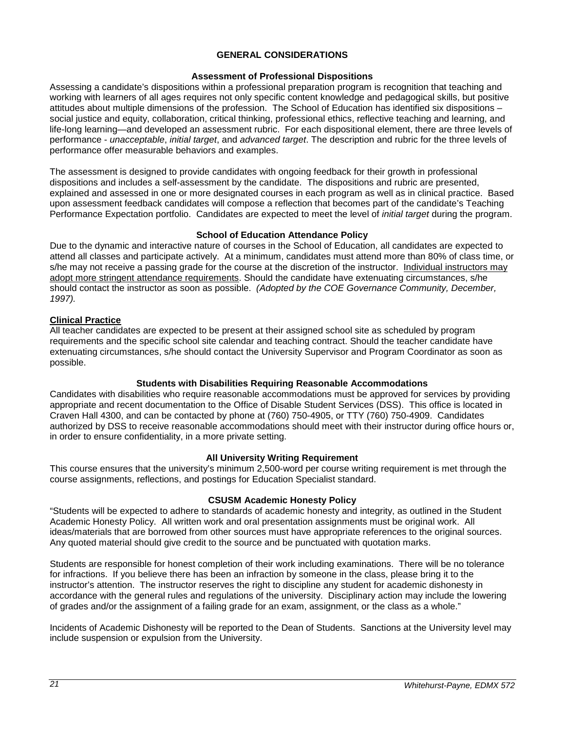## GENERAL CONSIDERATIONS

### Assessment of Professional Dispositions

Assessing a candidate's dispositions within a professional preparation program is recognition that teaching and working with learners of all ages requires not only specific content knowledge and pedagogical skills, but positive attitudes about multiple dimensions of the profession. The School of Education has identified six dispositions – social justice and equity, collaboration, critical thinking, professional ethics, reflective teaching and learning, and life-long learning—and developed an assessment rubric. For each dispositional element, there are three levels of performance - *unacceptable*, *initial target*, and *advanced target*. The description and rubric for the three levels of performance offer measurable behaviors and examples.

The assessment is designed to provide candidates with ongoing feedback for their growth in professional dispositions and includes a self-assessment by the candidate. The dispositions and rubric are presented, explained and assessed in one or more designated courses in each program as well as in clinical practice. Based upon assessment feedback candidates will compose a reflection that becomes part of the candidate's Teaching Performance Expectation portfolio. Candidates are expected to meet the level of *initial target* during the program.

### School of Education Attendance Policy

Due to the dynamic and interactive nature of courses in the School of Education, all candidates are expected to attend all classes and participate actively. At a minimum, candidates must attend more than 80% of class time, or s/he may not receive a passing grade for the course at the discretion of the instructor. Individual instructors may adopt more stringent attendance requirements. Should the candidate have extenuating circumstances, s/he should contact the instructor as soon as possible. *(Adopted by the COE Governance Community, December, 1997).*

**Clinical Practice**

All teacher candidates are expected to be present at their assigned school site as scheduled by program requirements and the specific school site calendar and teaching contract. Should the teacher candidate have extenuating circumstances, s/he should contact the University Supervisor and Program Coordinator as soon as possible.

### Students with Disabilities Requiring Reasonable Accommodations

Candidates with disabilities who require reasonable accommodations must be approved for services by providing appropriate and recent documentation to the Office of Disable Student Services (DSS). This office is located in Craven Hall 4300, and can be contacted by phone at (760) 750-4905, or TTY (760) 750-4909. Candidates authorized by DSS to receive reasonable accommodations should meet with their instructor during office hours or, in order to ensure confidentiality, in a more private setting.

### All University Writing Requirement

This course ensures that the university's minimum 2,500-word per course writing requirement is met through the course assignments, reflections, and postings for Education Specialist standard.

### CSUSM Academic Honesty Policy

"Students will be expected to adhere to standards of academic honesty and integrity, as outlined in the Student Academic Honesty Policy. All written work and oral presentation assignments must be original work. All ideas/materials that are borrowed from other sources must have appropriate references to the original sources. Any quoted material should give credit to the source and be punctuated with quotation marks.

Students are responsible for honest completion of their work including examinations. There will be no tolerance for infractions. If you believe there has been an infraction by someone in the class, please bring it to the instructor's attention. The instructor reserves the right to discipline any student for academic dishonesty in accordance with the general rules and regulations of the university. Disciplinary action may include the lowering of grades and/or the assignment of a failing grade for an exam, assignment, or the class as a whole."

Incidents of Academic Dishonesty will be reported to the Dean of Students. Sanctions at the University level may include suspension or expulsion from the University.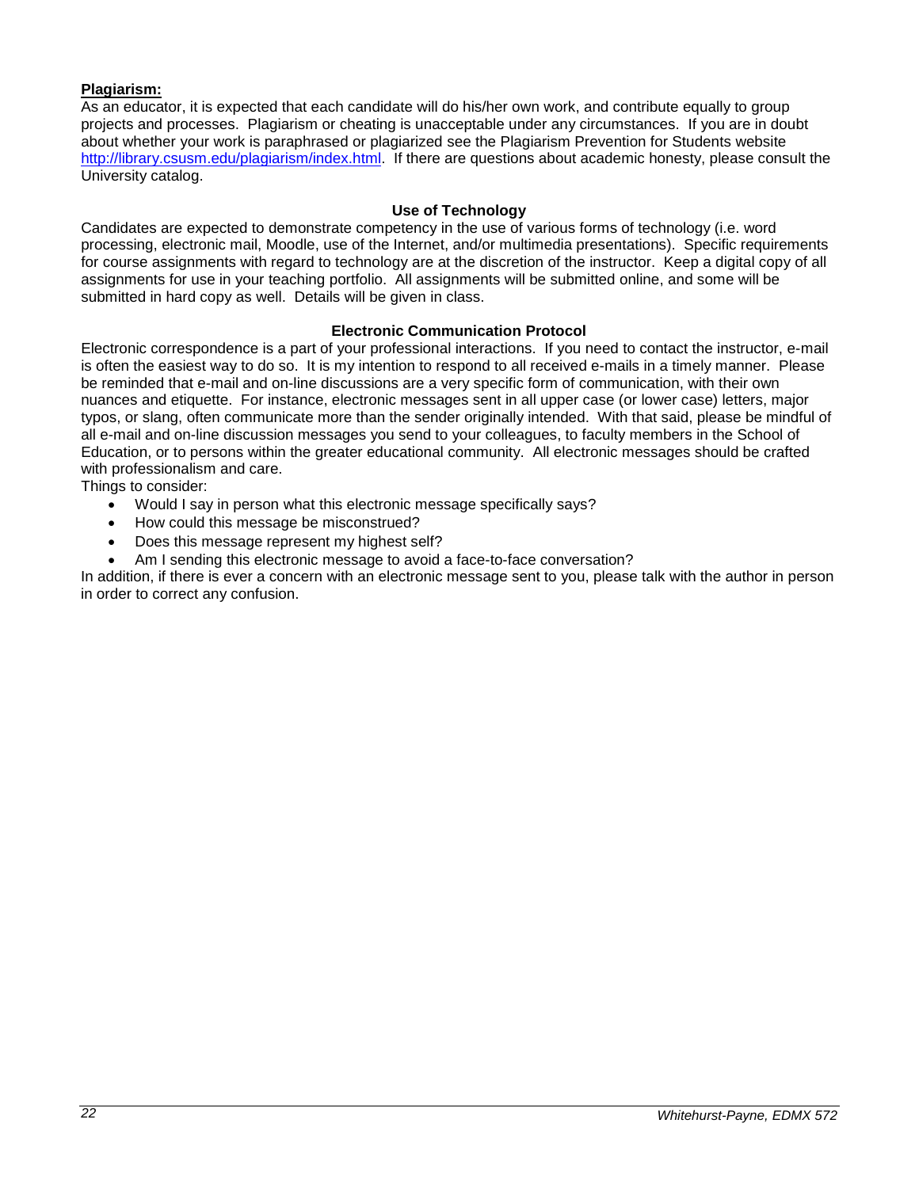**Plagiarism:**

As an educator, it is expected that each candidate will do his/her own work, and contribute equally to group projects and processes. Plagiarism or cheating is unacceptable under any circumstances. If you are in doubt about whether your work is paraphrased or plagiarized see the Plagiarism Prevention for Students website http://library.csusm.edu/plagiarism/index.html. If there are questions about academic honesty, please consult the University catalog.

**Use of Technology**

Candidates are expected to demonstrate competency in the use of various forms of technology (i.e. word processing, electronic mail, Moodle, use of the Internet, and/or multimedia presentations). Specific requirements for course assignments with regard to technology are at the discretion of the instructor. Keep a digital copy of all assignments for use in your teaching portfolio. All assignments will be submitted online, and some will be submitted in hard copy as well. Details will be given in class.

**Electronic Communication Protocol**

Electronic correspondence is a part of your professional interactions. If you need to contact the instructor, e-mail is often the easiest way to do so. It is my intention to respond to all received e-mails in a timely manner. Please be reminded that e-mail and on-line discussions are a very specific form of communication, with their own nuances and etiquette. For instance, electronic messages sent in all upper case (or lower case) letters, major typos, or slang, often communicate more than the sender originally intended. With that said, please be mindful of all e-mail and on-line discussion messages you send to your colleagues, to faculty members in the School of Education, or to persons within the greater educational community. All electronic messages should be crafted with professionalism and care.

Things to consider:

- Would I say in person what this electronic message specifically says?
- How could this message be misconstrued?
- Does this message represent my highest self?
- Am I sending this electronic message to avoid a face-to-face conversation?

In addition, if there is ever a concern with an electronic message sent to you, please talk with the author in person in order to correct any confusion.